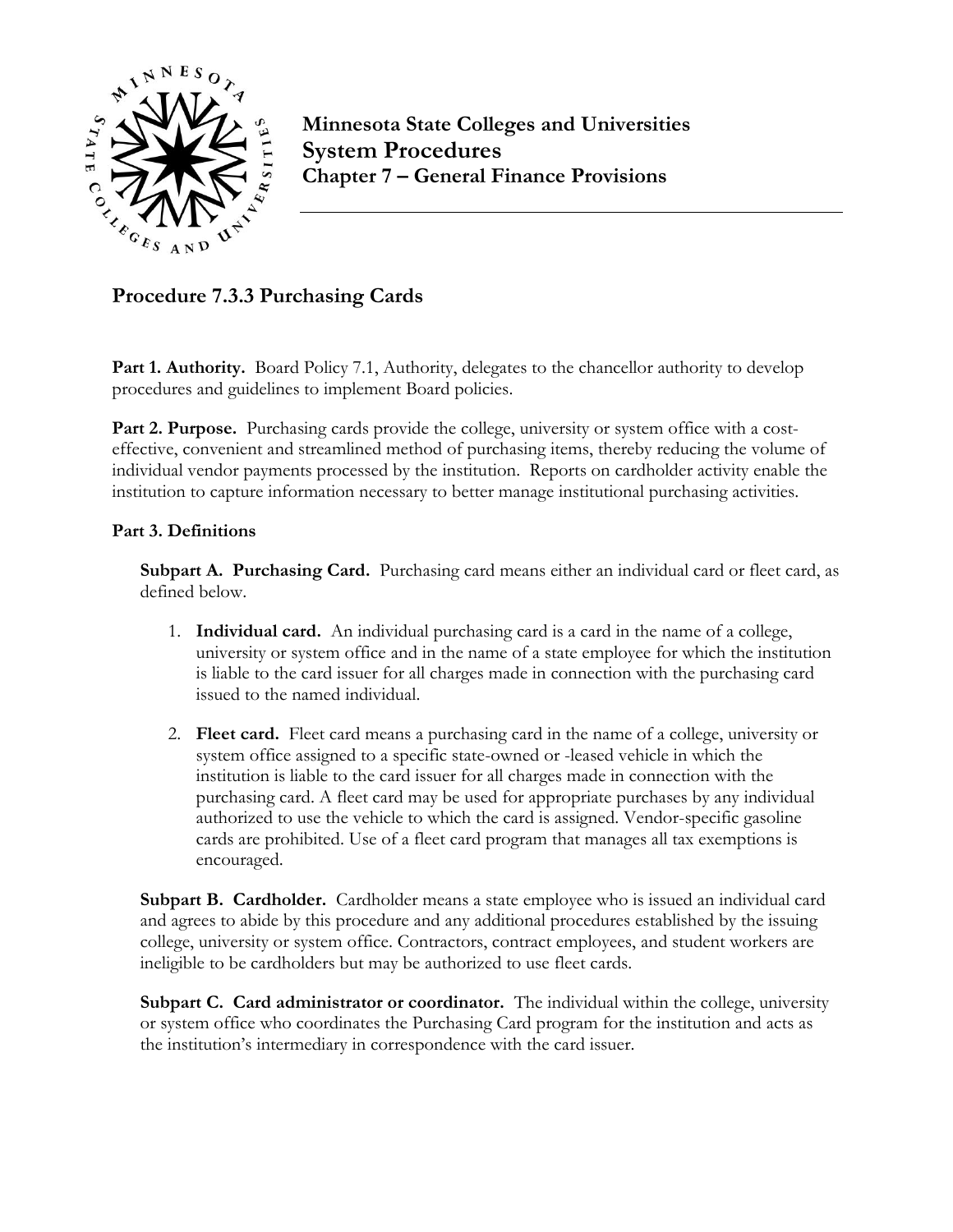**Minnesota State Colleges and Universities**
**System Procedures**
**Chapter 7 – General Finance Provisions**

## Procedure 7.3.3 Purchasing Cards

**Part 1. Authority.** Board Policy 7.1, Authority, delegates to the chancellor authority to develop procedures and guidelines to implement Board policies.

**Part 2. Purpose.** Purchasing cards provide the college, university or system office with a cost-effective, convenient and streamlined method of purchasing items, thereby reducing the volume of individual vendor payments processed by the institution. Reports on cardholder activity enable the institution to capture information necessary to better manage institutional purchasing activities.

**Part 3. Definitions**

**Subpart A. Purchasing Card.** Purchasing card means either an individual card or fleet card, as defined below.

1. **Individual card.** An individual purchasing card is a card in the name of a college, university or system office and in the name of a state employee for which the institution is liable to the card issuer for all charges made in connection with the purchasing card issued to the named individual.

2. **Fleet card.** Fleet card means a purchasing card in the name of a college, university or system office assigned to a specific state-owned or -leased vehicle in which the institution is liable to the card issuer for all charges made in connection with the purchasing card. A fleet card may be used for appropriate purchases by any individual authorized to use the vehicle to which the card is assigned. Vendor-specific gasoline cards are prohibited. Use of a fleet card program that manages all tax exemptions is encouraged.

**Subpart B. Cardholder.** Cardholder means a state employee who is issued an individual card and agrees to abide by this procedure and any additional procedures established by the issuing college, university or system office. Contractors, contract employees, and student workers are ineligible to be cardholders but may be authorized to use fleet cards.

**Subpart C. Card administrator or coordinator.** The individual within the college, university or system office who coordinates the Purchasing Card program for the institution and acts as the institution's intermediary in correspondence with the card issuer.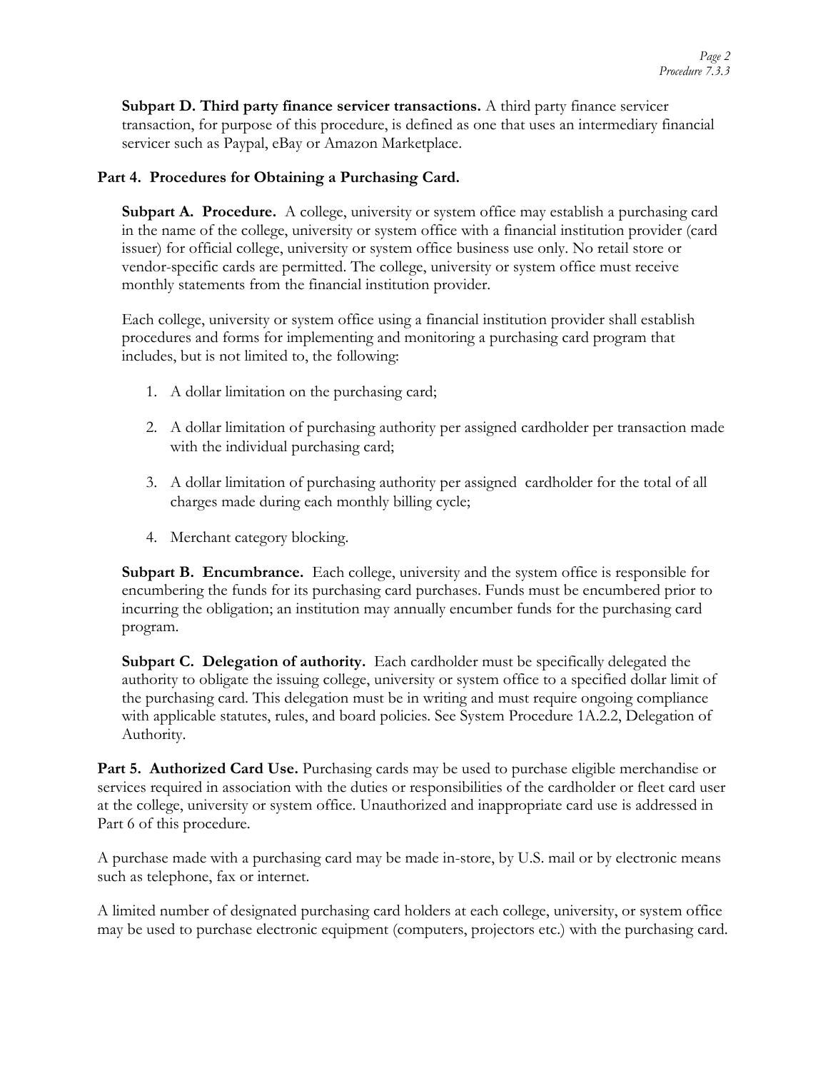**Subpart D. Third party finance servicer transactions.** A third party finance servicer transaction, for purpose of this procedure, is defined as one that uses an intermediary financial servicer such as Paypal, eBay or Amazon Marketplace.

## Part 4. Procedures for Obtaining a Purchasing Card.

**Subpart A. Procedure.** A college, university or system office may establish a purchasing card in the name of the college, university or system office with a financial institution provider (card issuer) for official college, university or system office business use only. No retail store or vendor-specific cards are permitted. The college, university or system office must receive monthly statements from the financial institution provider.

Each college, university or system office using a financial institution provider shall establish procedures and forms for implementing and monitoring a purchasing card program that includes, but is not limited to, the following:

1. A dollar limitation on the purchasing card;
2. A dollar limitation of purchasing authority per assigned cardholder per transaction made with the individual purchasing card;
3. A dollar limitation of purchasing authority per assigned cardholder for the total of all charges made during each monthly billing cycle;
4. Merchant category blocking.

**Subpart B. Encumbrance.** Each college, university and the system office is responsible for encumbering the funds for its purchasing card purchases. Funds must be encumbered prior to incurring the obligation; an institution may annually encumber funds for the purchasing card program.

**Subpart C. Delegation of authority.** Each cardholder must be specifically delegated the authority to obligate the issuing college, university or system office to a specified dollar limit of the purchasing card. This delegation must be in writing and must require ongoing compliance with applicable statutes, rules, and board policies. See System Procedure 1A.2.2, Delegation of Authority.

**Part 5. Authorized Card Use.** Purchasing cards may be used to purchase eligible merchandise or services required in association with the duties or responsibilities of the cardholder or fleet card user at the college, university or system office. Unauthorized and inappropriate card use is addressed in Part 6 of this procedure.

A purchase made with a purchasing card may be made in-store, by U.S. mail or by electronic means such as telephone, fax or internet.

A limited number of designated purchasing card holders at each college, university, or system office may be used to purchase electronic equipment (computers, projectors etc.) with the purchasing card.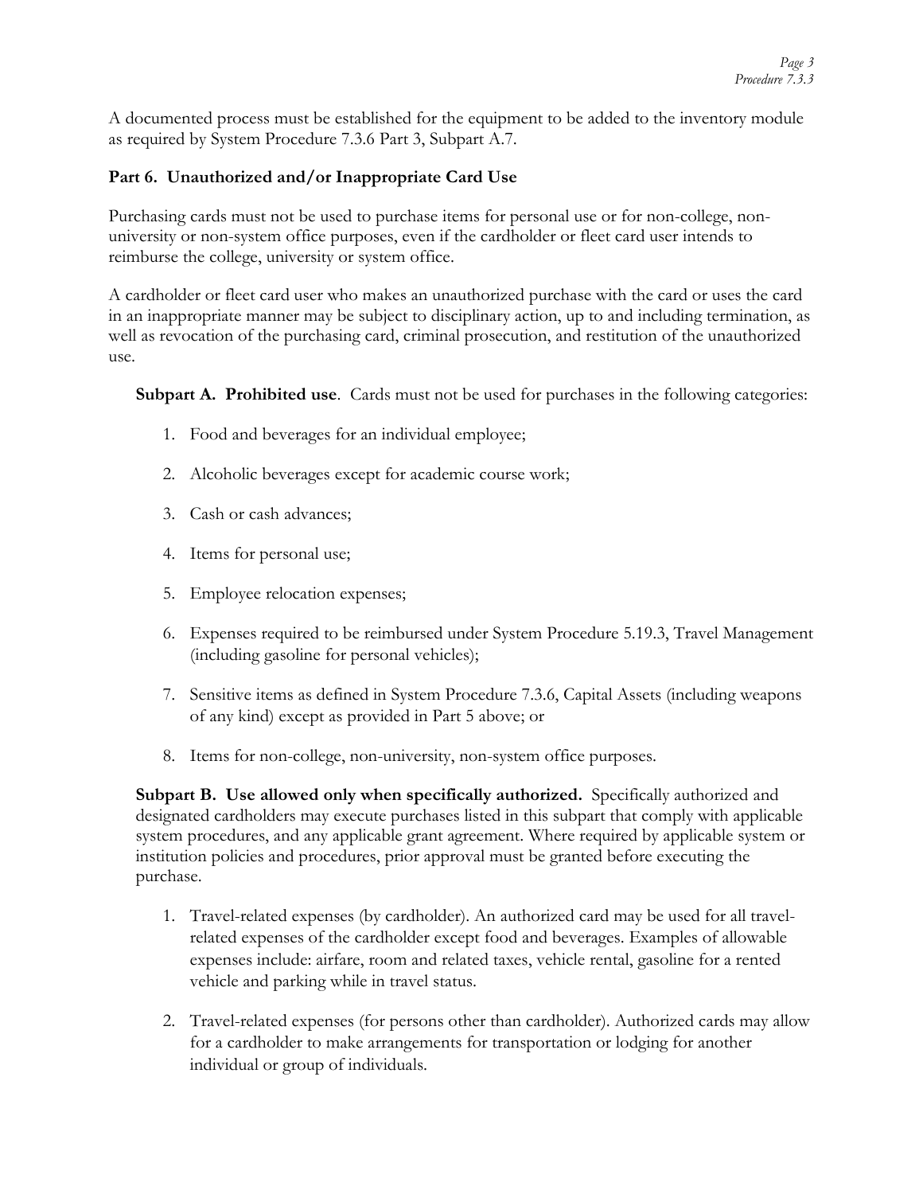A documented process must be established for the equipment to be added to the inventory module as required by System Procedure 7.3.6 Part 3, Subpart A.7.

## Part 6. Unauthorized and/or Inappropriate Card Use

Purchasing cards must not be used to purchase items for personal use or for non-college, non-university or non-system office purposes, even if the cardholder or fleet card user intends to reimburse the college, university or system office.

A cardholder or fleet card user who makes an unauthorized purchase with the card or uses the card in an inappropriate manner may be subject to disciplinary action, up to and including termination, as well as revocation of the purchasing card, criminal prosecution, and restitution of the unauthorized use.

**Subpart A. Prohibited use**. Cards must not be used for purchases in the following categories:

1. Food and beverages for an individual employee;
2. Alcoholic beverages except for academic course work;
3. Cash or cash advances;
4. Items for personal use;
5. Employee relocation expenses;
6. Expenses required to be reimbursed under System Procedure 5.19.3, Travel Management (including gasoline for personal vehicles);
7. Sensitive items as defined in System Procedure 7.3.6, Capital Assets (including weapons of any kind) except as provided in Part 5 above; or
8. Items for non-college, non-university, non-system office purposes.

**Subpart B. Use allowed only when specifically authorized.** Specifically authorized and designated cardholders may execute purchases listed in this subpart that comply with applicable system procedures, and any applicable grant agreement. Where required by applicable system or institution policies and procedures, prior approval must be granted before executing the purchase.

1. Travel-related expenses (by cardholder). An authorized card may be used for all travel-related expenses of the cardholder except food and beverages. Examples of allowable expenses include: airfare, room and related taxes, vehicle rental, gasoline for a rented vehicle and parking while in travel status.
2. Travel-related expenses (for persons other than cardholder). Authorized cards may allow for a cardholder to make arrangements for transportation or lodging for another individual or group of individuals.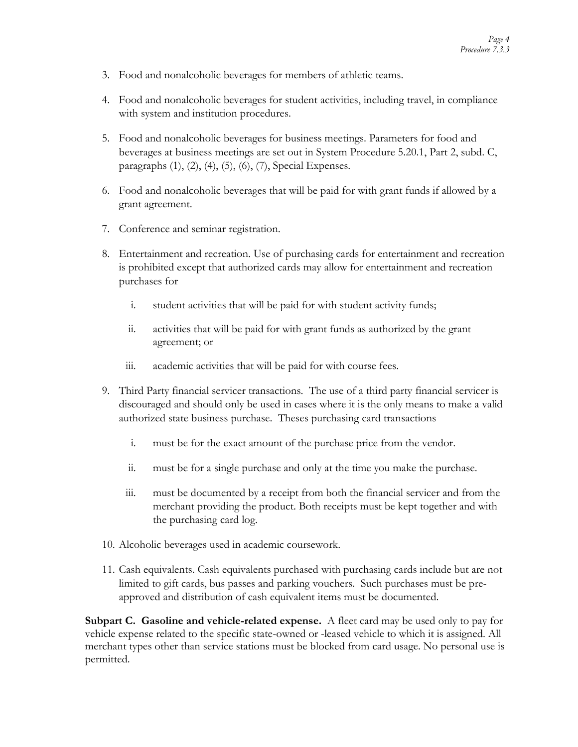3. Food and nonalcoholic beverages for members of athletic teams.

4. Food and nonalcoholic beverages for student activities, including travel, in compliance with system and institution procedures.

5. Food and nonalcoholic beverages for business meetings. Parameters for food and beverages at business meetings are set out in System Procedure 5.20.1, Part 2, subd. C, paragraphs (1), (2), (4), (5), (6), (7), Special Expenses.

6. Food and nonalcoholic beverages that will be paid for with grant funds if allowed by a grant agreement.

7. Conference and seminar registration.

8. Entertainment and recreation. Use of purchasing cards for entertainment and recreation is prohibited except that authorized cards may allow for entertainment and recreation purchases for

   i. student activities that will be paid for with student activity funds;

   ii. activities that will be paid for with grant funds as authorized by the grant agreement; or

   iii. academic activities that will be paid for with course fees.

9. Third Party financial servicer transactions. The use of a third party financial servicer is discouraged and should only be used in cases where it is the only means to make a valid authorized state business purchase. Theses purchasing card transactions

   i. must be for the exact amount of the purchase price from the vendor.

   ii. must be for a single purchase and only at the time you make the purchase.

   iii. must be documented by a receipt from both the financial servicer and from the merchant providing the product. Both receipts must be kept together and with the purchasing card log.

10. Alcoholic beverages used in academic coursework.

11. Cash equivalents. Cash equivalents purchased with purchasing cards include but are not limited to gift cards, bus passes and parking vouchers. Such purchases must be pre-approved and distribution of cash equivalent items must be documented.

**Subpart C. Gasoline and vehicle-related expense.** A fleet card may be used only to pay for vehicle expense related to the specific state-owned or -leased vehicle to which it is assigned. All merchant types other than service stations must be blocked from card usage. No personal use is permitted.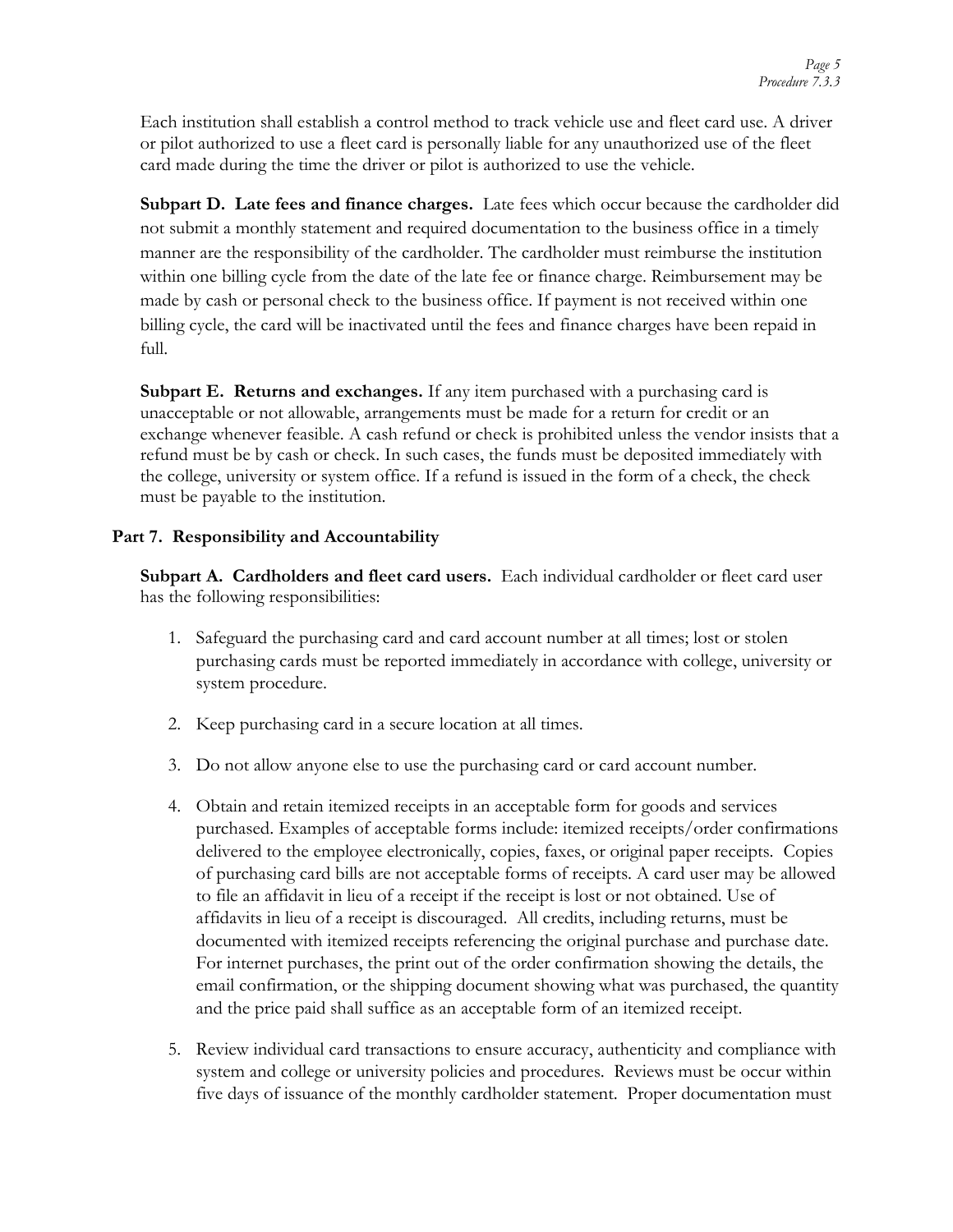Each institution shall establish a control method to track vehicle use and fleet card use. A driver or pilot authorized to use a fleet card is personally liable for any unauthorized use of the fleet card made during the time the driver or pilot is authorized to use the vehicle.

**Subpart D. Late fees and finance charges.** Late fees which occur because the cardholder did not submit a monthly statement and required documentation to the business office in a timely manner are the responsibility of the cardholder. The cardholder must reimburse the institution within one billing cycle from the date of the late fee or finance charge. Reimbursement may be made by cash or personal check to the business office. If payment is not received within one billing cycle, the card will be inactivated until the fees and finance charges have been repaid in full.

**Subpart E. Returns and exchanges.** If any item purchased with a purchasing card is unacceptable or not allowable, arrangements must be made for a return for credit or an exchange whenever feasible. A cash refund or check is prohibited unless the vendor insists that a refund must be by cash or check. In such cases, the funds must be deposited immediately with the college, university or system office. If a refund is issued in the form of a check, the check must be payable to the institution.

## Part 7. Responsibility and Accountability

**Subpart A. Cardholders and fleet card users.** Each individual cardholder or fleet card user has the following responsibilities:

1. Safeguard the purchasing card and card account number at all times; lost or stolen purchasing cards must be reported immediately in accordance with college, university or system procedure.

2. Keep purchasing card in a secure location at all times.

3. Do not allow anyone else to use the purchasing card or card account number.

4. Obtain and retain itemized receipts in an acceptable form for goods and services purchased. Examples of acceptable forms include: itemized receipts/order confirmations delivered to the employee electronically, copies, faxes, or original paper receipts. Copies of purchasing card bills are not acceptable forms of receipts. A card user may be allowed to file an affidavit in lieu of a receipt if the receipt is lost or not obtained. Use of affidavits in lieu of a receipt is discouraged. All credits, including returns, must be documented with itemized receipts referencing the original purchase and purchase date. For internet purchases, the print out of the order confirmation showing the details, the email confirmation, or the shipping document showing what was purchased, the quantity and the price paid shall suffice as an acceptable form of an itemized receipt.

5. Review individual card transactions to ensure accuracy, authenticity and compliance with system and college or university policies and procedures. Reviews must be occur within five days of issuance of the monthly cardholder statement. Proper documentation must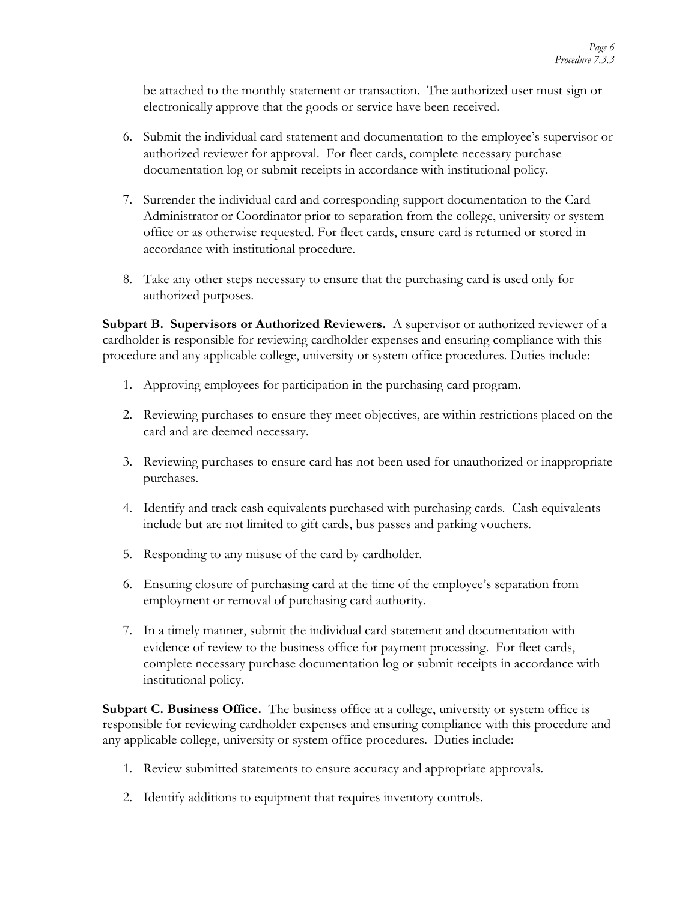be attached to the monthly statement or transaction. The authorized user must sign or electronically approve that the goods or service have been received.

6. Submit the individual card statement and documentation to the employee's supervisor or authorized reviewer for approval. For fleet cards, complete necessary purchase documentation log or submit receipts in accordance with institutional policy.

7. Surrender the individual card and corresponding support documentation to the Card Administrator or Coordinator prior to separation from the college, university or system office or as otherwise requested. For fleet cards, ensure card is returned or stored in accordance with institutional procedure.

8. Take any other steps necessary to ensure that the purchasing card is used only for authorized purposes.

**Subpart B. Supervisors or Authorized Reviewers.** A supervisor or authorized reviewer of a cardholder is responsible for reviewing cardholder expenses and ensuring compliance with this procedure and any applicable college, university or system office procedures. Duties include:

1. Approving employees for participation in the purchasing card program.

2. Reviewing purchases to ensure they meet objectives, are within restrictions placed on the card and are deemed necessary.

3. Reviewing purchases to ensure card has not been used for unauthorized or inappropriate purchases.

4. Identify and track cash equivalents purchased with purchasing cards. Cash equivalents include but are not limited to gift cards, bus passes and parking vouchers.

5. Responding to any misuse of the card by cardholder.

6. Ensuring closure of purchasing card at the time of the employee's separation from employment or removal of purchasing card authority.

7. In a timely manner, submit the individual card statement and documentation with evidence of review to the business office for payment processing. For fleet cards, complete necessary purchase documentation log or submit receipts in accordance with institutional policy.

**Subpart C. Business Office.** The business office at a college, university or system office is responsible for reviewing cardholder expenses and ensuring compliance with this procedure and any applicable college, university or system office procedures. Duties include:

1. Review submitted statements to ensure accuracy and appropriate approvals.

2. Identify additions to equipment that requires inventory controls.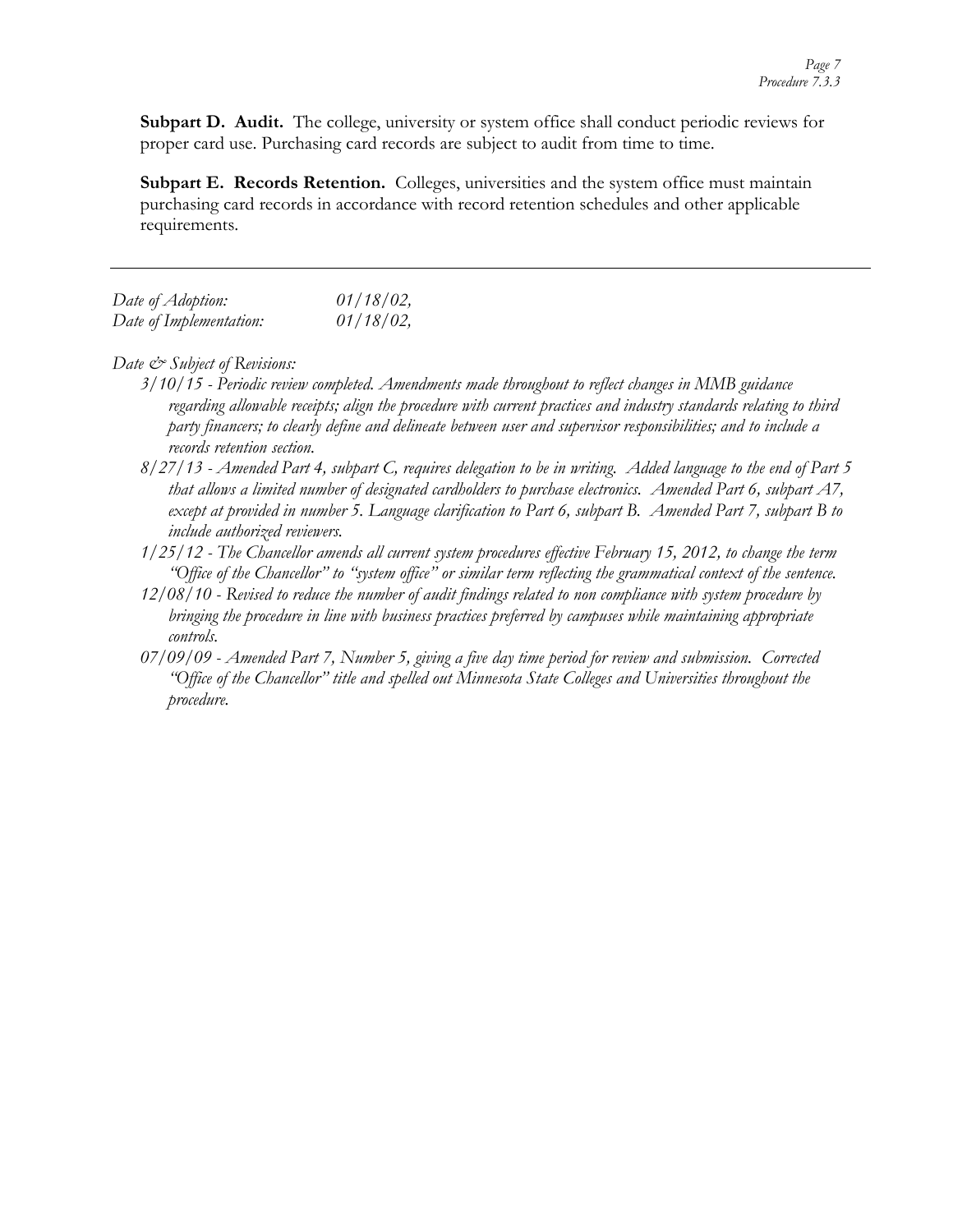**Subpart D. Audit.** The college, university or system office shall conduct periodic reviews for proper card use. Purchasing card records are subject to audit from time to time.

**Subpart E. Records Retention.** Colleges, universities and the system office must maintain purchasing card records in accordance with record retention schedules and other applicable requirements.

---

*Date of Adoption:* *01/18/02,*
*Date of Implementation:* *01/18/02,*

*Date & Subject of Revisions:*

- *3/10/15 - Periodic review completed. Amendments made throughout to reflect changes in MMB guidance regarding allowable receipts; align the procedure with current practices and industry standards relating to third party financers; to clearly define and delineate between user and supervisor responsibilities; and to include a records retention section.*
- *8/27/13 - Amended Part 4, subpart C, requires delegation to be in writing. Added language to the end of Part 5 that allows a limited number of designated cardholders to purchase electronics. Amended Part 6, subpart A7, except at provided in number 5. Language clarification to Part 6, subpart B. Amended Part 7, subpart B to include authorized reviewers.*
- *1/25/12 - The Chancellor amends all current system procedures effective February 15, 2012, to change the term "Office of the Chancellor" to "system office" or similar term reflecting the grammatical context of the sentence.*
- *12/08/10 - Revised to reduce the number of audit findings related to non compliance with system procedure by bringing the procedure in line with business practices preferred by campuses while maintaining appropriate controls.*
- *07/09/09 - Amended Part 7, Number 5, giving a five day time period for review and submission. Corrected "Office of the Chancellor" title and spelled out Minnesota State Colleges and Universities throughout the procedure.*